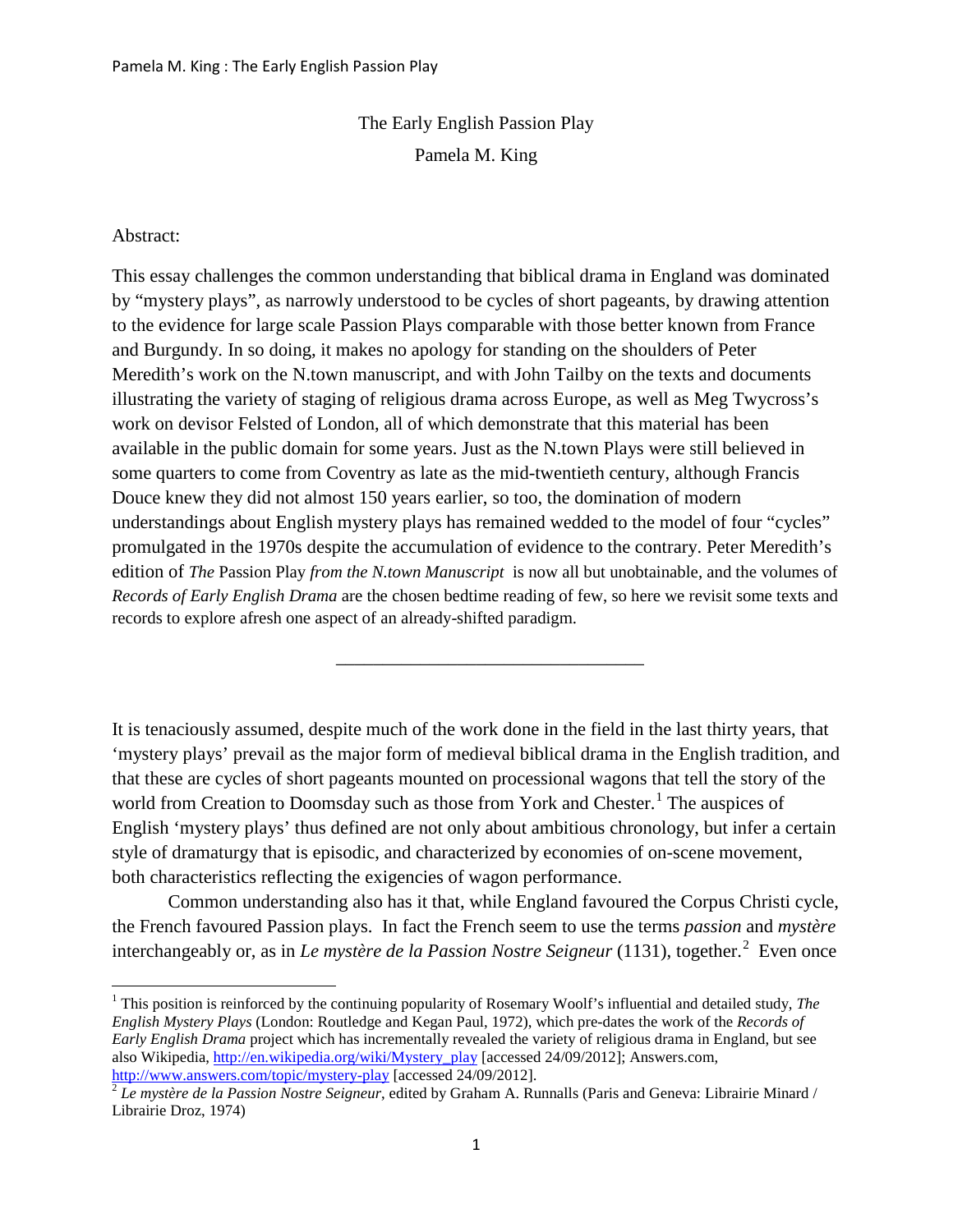# The Early English Passion Play

Pamela M. King

Abstract:

This essay challenges the common understanding that biblical drama in England was dominated by "mystery plays", as narrowly understood to be cycles of short pageants, by drawing attention to the evidence for large scale Passion Plays comparable with those better known from France and Burgundy. In so doing, it makes no apology for standing on the shoulders of Peter Meredith's work on the N.town manuscript, and with John Tailby on the texts and documents illustrating the variety of staging of religious drama across Europe, as well as Meg Twycross's work on devisor Felsted of London, all of which demonstrate that this material has been available in the public domain for some years. Just as the N.town Plays were still believed in some quarters to come from Coventry as late as the mid-twentieth century, although Francis Douce knew they did not almost 150 years earlier, so too, the domination of modern understandings about English mystery plays has remained wedded to the model of four "cycles" promulgated in the 1970s despite the accumulation of evidence to the contrary. Peter Meredith's edition of *The* Passion Play *from the N.town Manuscript* is now all but unobtainable, and the volumes of *Records of Early English Drama* are the chosen bedtime reading of few, so here we revisit some texts and records to explore afresh one aspect of an already-shifted paradigm.

---

It is tenaciously assumed, despite much of the work done in the field in the last thirty years, that 'mystery plays' prevail as the major form of medieval biblical drama in the English tradition, and that these are cycles of short pageants mounted on processional wagons that tell the story of the world from Creation to Doomsday such as those from York and Chester.[1] The auspices of English 'mystery plays' thus defined are not only about ambitious chronology, but infer a certain style of dramaturgy that is episodic, and characterized by economies of on-scene movement, both characteristics reflecting the exigencies of wagon performance.

Common understanding also has it that, while England favoured the Corpus Christi cycle, the French favoured Passion plays. In fact the French seem to use the terms *passion* and *mystère* interchangeably or, as in *Le mystère de la Passion Nostre Seigneur* (1131), together.[2] Even once

---

[1] This position is reinforced by the continuing popularity of Rosemary Woolf's influential and detailed study, *The English Mystery Plays* (London: Routledge and Kegan Paul, 1972), which pre-dates the work of the *Records of Early English Drama* project which has incrementally revealed the variety of religious drama in England, but see also Wikipedia, http://en.wikipedia.org/wiki/Mystery_play [accessed 24/09/2012]; Answers.com, http://www.answers.com/topic/mystery-play [accessed 24/09/2012].

[2] *Le mystère de la Passion Nostre Seigneur*, edited by Graham A. Runnalls (Paris and Geneva: Librairie Minard / Librairie Droz, 1974)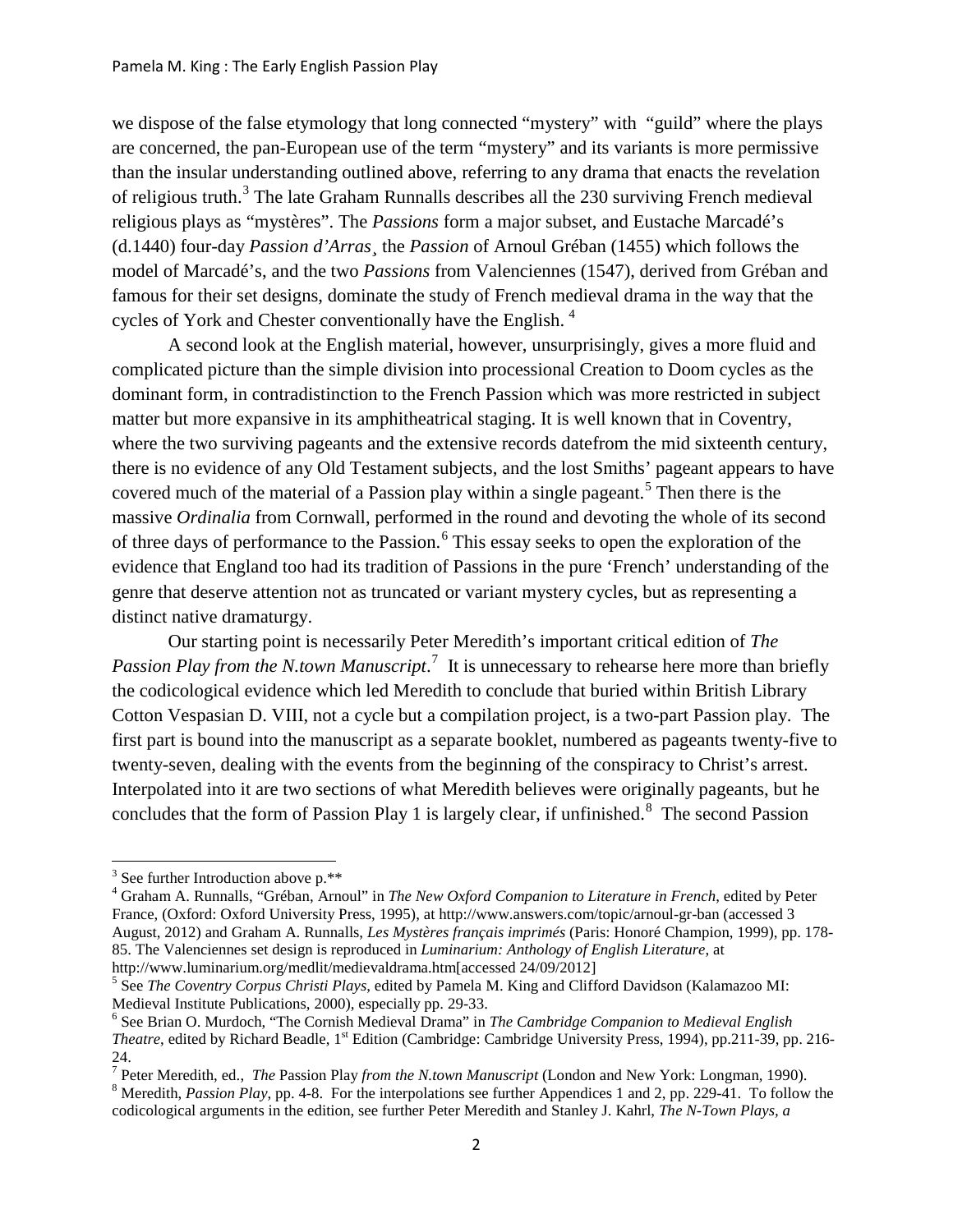we dispose of the false etymology that long connected "mystery" with "guild" where the plays are concerned, the pan-European use of the term "mystery" and its variants is more permissive than the insular understanding outlined above, referring to any drama that enacts the revelation of religious truth.[3] The late Graham Runnalls describes all the 230 surviving French medieval religious plays as "mystères". The *Passions* form a major subset, and Eustache Marcadé's (d.1440) four-day *Passion d'Arras*¸ the *Passion* of Arnoul Gréban (1455) which follows the model of Marcadé's, and the two *Passions* from Valenciennes (1547), derived from Gréban and famous for their set designs, dominate the study of French medieval drama in the way that the cycles of York and Chester conventionally have the English. [4]

A second look at the English material, however, unsurprisingly, gives a more fluid and complicated picture than the simple division into processional Creation to Doom cycles as the dominant form, in contradistinction to the French Passion which was more restricted in subject matter but more expansive in its amphitheatrical staging. It is well known that in Coventry, where the two surviving pageants and the extensive records datefrom the mid sixteenth century, there is no evidence of any Old Testament subjects, and the lost Smiths' pageant appears to have covered much of the material of a Passion play within a single pageant.[5] Then there is the massive *Ordinalia* from Cornwall, performed in the round and devoting the whole of its second of three days of performance to the Passion.[6] This essay seeks to open the exploration of the evidence that England too had its tradition of Passions in the pure 'French' understanding of the genre that deserve attention not as truncated or variant mystery cycles, but as representing a distinct native dramaturgy.

Our starting point is necessarily Peter Meredith's important critical edition of *The Passion Play from the N.town Manuscript*.[7] It is unnecessary to rehearse here more than briefly the codicological evidence which led Meredith to conclude that buried within British Library Cotton Vespasian D. VIII, not a cycle but a compilation project, is a two-part Passion play. The first part is bound into the manuscript as a separate booklet, numbered as pageants twenty-five to twenty-seven, dealing with the events from the beginning of the conspiracy to Christ's arrest. Interpolated into it are two sections of what Meredith believes were originally pageants, but he concludes that the form of Passion Play 1 is largely clear, if unfinished.[8] The second Passion

---

[3] See further Introduction above p.**

[4] Graham A. Runnalls, "Gréban, Arnoul" in *The New Oxford Companion to Literature in French*, edited by Peter France, (Oxford: Oxford University Press, 1995), at http://www.answers.com/topic/arnoul-gr-ban (accessed 3 August, 2012) and Graham A. Runnalls, *Les Mystères français imprimés* (Paris: Honoré Champion, 1999), pp. 178-85. The Valenciennes set design is reproduced in *Luminarium: Anthology of English Literature*, at http://www.luminarium.org/medlit/medievaldrama.htm[accessed 24/09/2012]

[5] See *The Coventry Corpus Christi Plays*, edited by Pamela M. King and Clifford Davidson (Kalamazoo MI: Medieval Institute Publications, 2000), especially pp. 29-33.

[6] See Brian O. Murdoch, "The Cornish Medieval Drama" in *The Cambridge Companion to Medieval English Theatre*, edited by Richard Beadle, 1st Edition (Cambridge: Cambridge University Press, 1994), pp.211-39, pp. 216-24.

[7] Peter Meredith, ed., *The* Passion Play *from the N.town Manuscript* (London and New York: Longman, 1990).

[8] Meredith, *Passion Play*, pp. 4-8. For the interpolations see further Appendices 1 and 2, pp. 229-41. To follow the codicological arguments in the edition, see further Peter Meredith and Stanley J. Kahrl, *The N-Town Plays, a*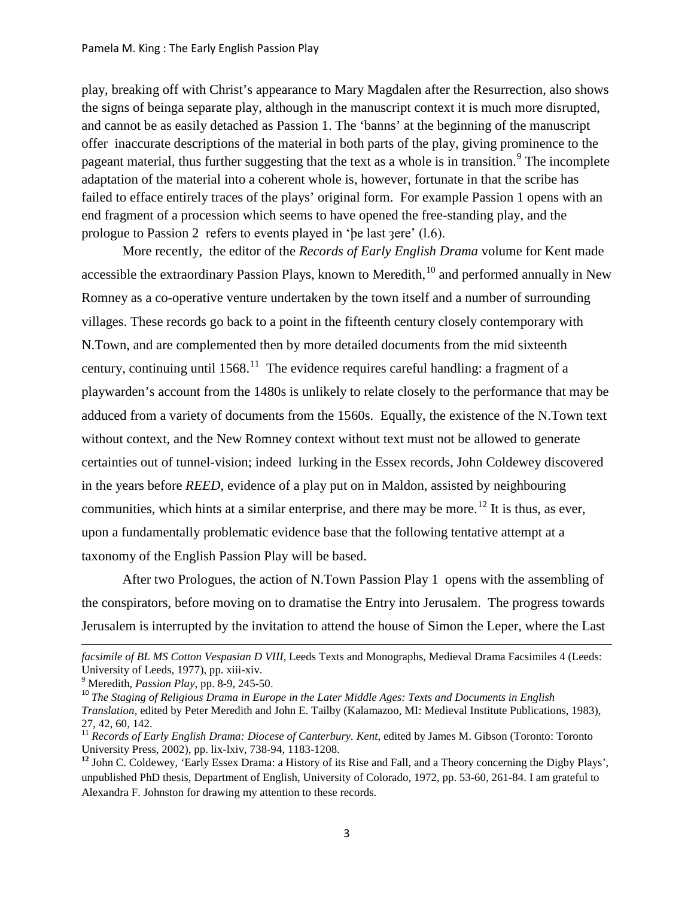play, breaking off with Christ's appearance to Mary Magdalen after the Resurrection, also shows the signs of beinga separate play, although in the manuscript context it is much more disrupted, and cannot be as easily detached as Passion 1. The 'banns' at the beginning of the manuscript offer inaccurate descriptions of the material in both parts of the play, giving prominence to the pageant material, thus further suggesting that the text as a whole is in transition.[9] The incomplete adaptation of the material into a coherent whole is, however, fortunate in that the scribe has failed to efface entirely traces of the plays' original form. For example Passion 1 opens with an end fragment of a procession which seems to have opened the free-standing play, and the prologue to Passion 2 refers to events played in 'þe last ȝere' (l.6).

More recently, the editor of the *Records of Early English Drama* volume for Kent made accessible the extraordinary Passion Plays, known to Meredith,[10] and performed annually in New Romney as a co-operative venture undertaken by the town itself and a number of surrounding villages. These records go back to a point in the fifteenth century closely contemporary with N.Town, and are complemented then by more detailed documents from the mid sixteenth century, continuing until 1568.[11] The evidence requires careful handling: a fragment of a playwarden's account from the 1480s is unlikely to relate closely to the performance that may be adduced from a variety of documents from the 1560s. Equally, the existence of the N.Town text without context, and the New Romney context without text must not be allowed to generate certainties out of tunnel-vision; indeed lurking in the Essex records, John Coldewey discovered in the years before *REED*, evidence of a play put on in Maldon, assisted by neighbouring communities, which hints at a similar enterprise, and there may be more.[12] It is thus, as ever, upon a fundamentally problematic evidence base that the following tentative attempt at a taxonomy of the English Passion Play will be based.

After two Prologues, the action of N.Town Passion Play 1 opens with the assembling of the conspirators, before moving on to dramatise the Entry into Jerusalem. The progress towards Jerusalem is interrupted by the invitation to attend the house of Simon the Leper, where the Last

---

*facsimile of BL MS Cotton Vespasian D VIII*, Leeds Texts and Monographs, Medieval Drama Facsimiles 4 (Leeds: University of Leeds, 1977), pp. xiii-xiv.

[9] Meredith, *Passion Play*, pp. 8-9, 245-50.

[10] *The Staging of Religious Drama in Europe in the Later Middle Ages: Texts and Documents in English Translation*, edited by Peter Meredith and John E. Tailby (Kalamazoo, MI: Medieval Institute Publications, 1983), 27, 42, 60, 142.

[11] *Records of Early English Drama: Diocese of Canterbury. Kent*, edited by James M. Gibson (Toronto: Toronto University Press, 2002), pp. lix-lxiv, 738-94, 1183-1208.

[12] John C. Coldewey, 'Early Essex Drama: a History of its Rise and Fall, and a Theory concerning the Digby Plays', unpublished PhD thesis, Department of English, University of Colorado, 1972, pp. 53-60, 261-84. I am grateful to Alexandra F. Johnston for drawing my attention to these records.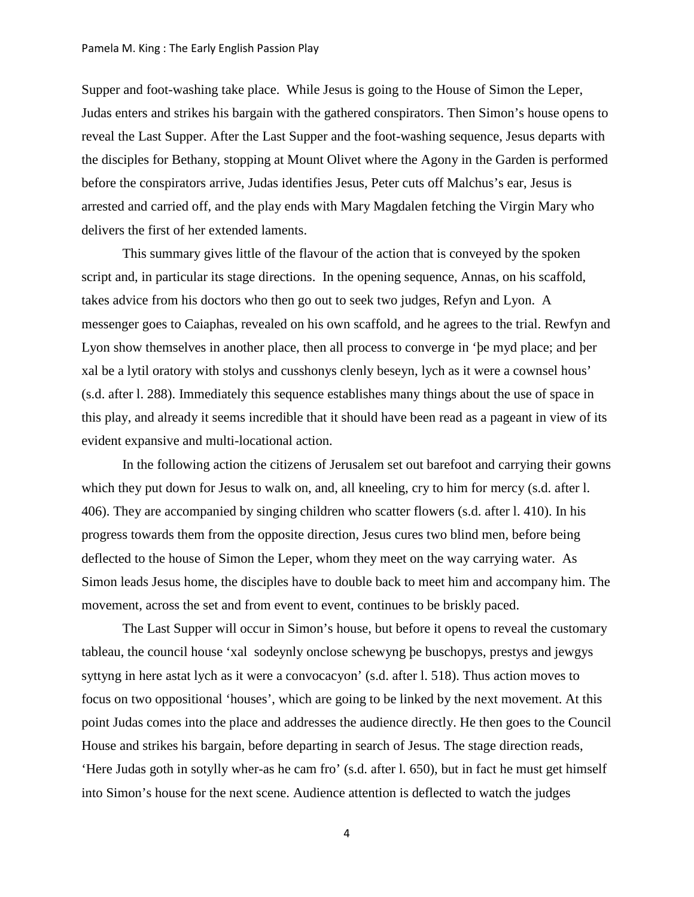Supper and foot-washing take place. While Jesus is going to the House of Simon the Leper, Judas enters and strikes his bargain with the gathered conspirators. Then Simon's house opens to reveal the Last Supper. After the Last Supper and the foot-washing sequence, Jesus departs with the disciples for Bethany, stopping at Mount Olivet where the Agony in the Garden is performed before the conspirators arrive, Judas identifies Jesus, Peter cuts off Malchus's ear, Jesus is arrested and carried off, and the play ends with Mary Magdalen fetching the Virgin Mary who delivers the first of her extended laments.

This summary gives little of the flavour of the action that is conveyed by the spoken script and, in particular its stage directions. In the opening sequence, Annas, on his scaffold, takes advice from his doctors who then go out to seek two judges, Refyn and Lyon. A messenger goes to Caiaphas, revealed on his own scaffold, and he agrees to the trial. Rewfyn and Lyon show themselves in another place, then all process to converge in 'þe myd place; and þer xal be a lytil oratory with stolys and cusshonys clenly beseyn, lych as it were a cownsel hous' (s.d. after l. 288). Immediately this sequence establishes many things about the use of space in this play, and already it seems incredible that it should have been read as a pageant in view of its evident expansive and multi-locational action.

In the following action the citizens of Jerusalem set out barefoot and carrying their gowns which they put down for Jesus to walk on, and, all kneeling, cry to him for mercy (s.d. after l. 406). They are accompanied by singing children who scatter flowers (s.d. after l. 410). In his progress towards them from the opposite direction, Jesus cures two blind men, before being deflected to the house of Simon the Leper, whom they meet on the way carrying water. As Simon leads Jesus home, the disciples have to double back to meet him and accompany him. The movement, across the set and from event to event, continues to be briskly paced.

The Last Supper will occur in Simon's house, but before it opens to reveal the customary tableau, the council house 'xal sodeynly onclose schewyng þe buschopys, prestys and jewgys syttyng in here astat lych as it were a convocacyon' (s.d. after l. 518). Thus action moves to focus on two oppositional 'houses', which are going to be linked by the next movement. At this point Judas comes into the place and addresses the audience directly. He then goes to the Council House and strikes his bargain, before departing in search of Jesus. The stage direction reads, 'Here Judas goth in sotylly wher-as he cam fro' (s.d. after l. 650), but in fact he must get himself into Simon's house for the next scene. Audience attention is deflected to watch the judges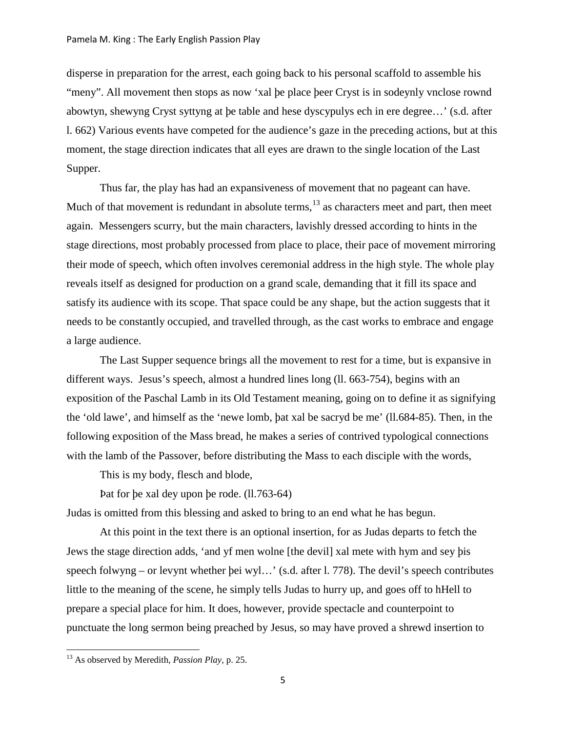disperse in preparation for the arrest, each going back to his personal scaffold to assemble his "meny". All movement then stops as now 'xal þe place þeer Cryst is in sodeynly vnclose rownd abowtyn, shewyng Cryst syttyng at þe table and hese dyscypulys ech in ere degree…' (s.d. after l. 662) Various events have competed for the audience's gaze in the preceding actions, but at this moment, the stage direction indicates that all eyes are drawn to the single location of the Last Supper.

Thus far, the play has had an expansiveness of movement that no pageant can have. Much of that movement is redundant in absolute terms,[13] as characters meet and part, then meet again. Messengers scurry, but the main characters, lavishly dressed according to hints in the stage directions, most probably processed from place to place, their pace of movement mirroring their mode of speech, which often involves ceremonial address in the high style. The whole play reveals itself as designed for production on a grand scale, demanding that it fill its space and satisfy its audience with its scope. That space could be any shape, but the action suggests that it needs to be constantly occupied, and travelled through, as the cast works to embrace and engage a large audience.

The Last Supper sequence brings all the movement to rest for a time, but is expansive in different ways. Jesus's speech, almost a hundred lines long (ll. 663-754), begins with an exposition of the Paschal Lamb in its Old Testament meaning, going on to define it as signifying the 'old lawe', and himself as the 'newe lomb, þat xal be sacryd be me' (ll.684-85). Then, in the following exposition of the Mass bread, he makes a series of contrived typological connections with the lamb of the Passover, before distributing the Mass to each disciple with the words,

> This is my body, flesch and blode,
>
> Þat for þe xal dey upon þe rode. (ll.763-64)

Judas is omitted from this blessing and asked to bring to an end what he has begun.

At this point in the text there is an optional insertion, for as Judas departs to fetch the Jews the stage direction adds, 'and yf men wolne [the devil] xal mete with hym and sey þis speech folwyng – or levynt whether þei wyl…' (s.d. after l. 778). The devil's speech contributes little to the meaning of the scene, he simply tells Judas to hurry up, and goes off to hHell to prepare a special place for him. It does, however, provide spectacle and counterpoint to punctuate the long sermon being preached by Jesus, so may have proved a shrewd insertion to

[13] As observed by Meredith, *Passion Play*, p. 25.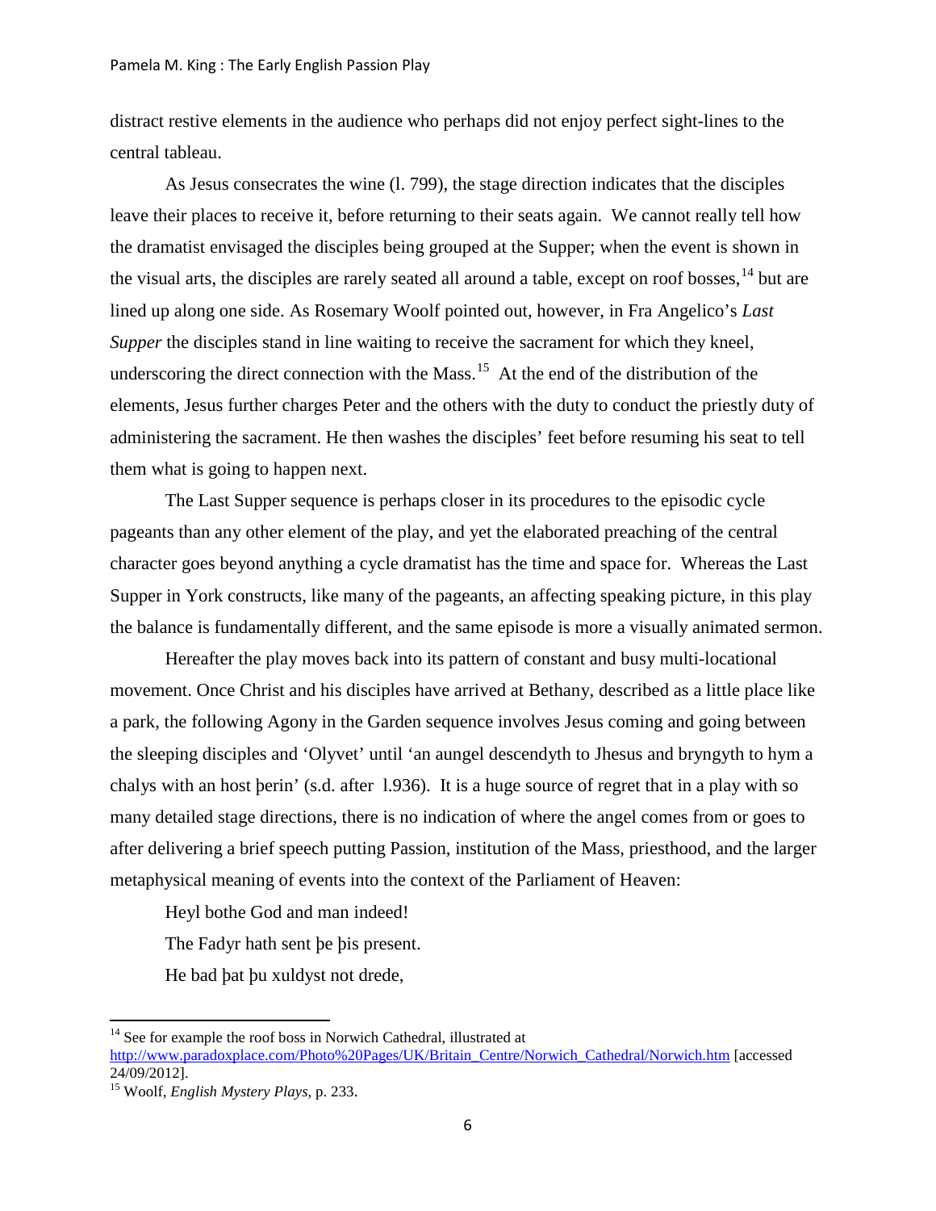distract restive elements in the audience who perhaps did not enjoy perfect sight-lines to the central tableau.

As Jesus consecrates the wine (l. 799), the stage direction indicates that the disciples leave their places to receive it, before returning to their seats again. We cannot really tell how the dramatist envisaged the disciples being grouped at the Supper; when the event is shown in the visual arts, the disciples are rarely seated all around a table, except on roof bosses,[14] but are lined up along one side. As Rosemary Woolf pointed out, however, in Fra Angelico's *Last Supper* the disciples stand in line waiting to receive the sacrament for which they kneel, underscoring the direct connection with the Mass.[15] At the end of the distribution of the elements, Jesus further charges Peter and the others with the duty to conduct the priestly duty of administering the sacrament. He then washes the disciples' feet before resuming his seat to tell them what is going to happen next.

The Last Supper sequence is perhaps closer in its procedures to the episodic cycle pageants than any other element of the play, and yet the elaborated preaching of the central character goes beyond anything a cycle dramatist has the time and space for. Whereas the Last Supper in York constructs, like many of the pageants, an affecting speaking picture, in this play the balance is fundamentally different, and the same episode is more a visually animated sermon.

Hereafter the play moves back into its pattern of constant and busy multi-locational movement. Once Christ and his disciples have arrived at Bethany, described as a little place like a park, the following Agony in the Garden sequence involves Jesus coming and going between the sleeping disciples and 'Olyvet' until 'an aungel descendyth to Jhesus and bryngyth to hym a chalys with an host þerin' (s.d. after l.936). It is a huge source of regret that in a play with so many detailed stage directions, there is no indication of where the angel comes from or goes to after delivering a brief speech putting Passion, institution of the Mass, priesthood, and the larger metaphysical meaning of events into the context of the Parliament of Heaven:

> Heyl bothe God and man indeed!
> The Fadyr hath sent þe þis present.
> He bad þat þu xuldyst not drede,

[14] See for example the roof boss in Norwich Cathedral, illustrated at http://www.paradoxplace.com/Photo%20Pages/UK/Britain_Centre/Norwich_Cathedral/Norwich.htm [accessed 24/09/2012].

[15] Woolf, *English Mystery Plays*, p. 233.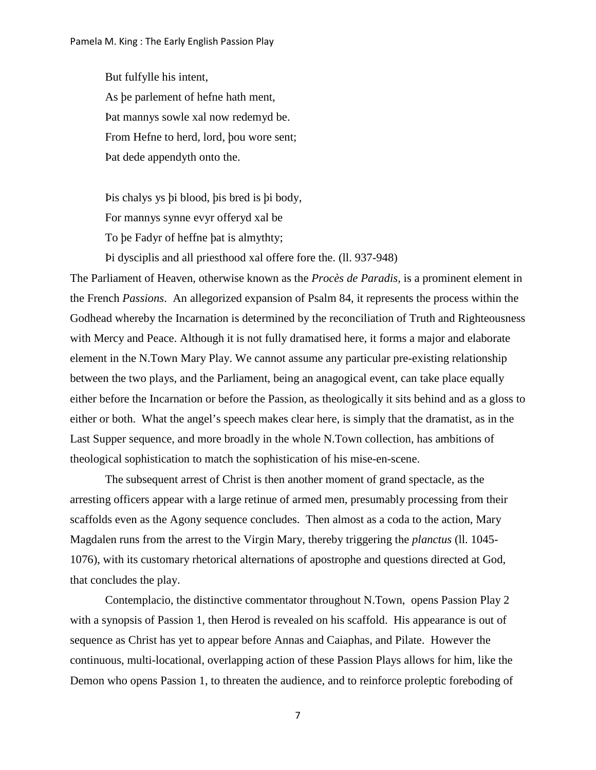But fulfylle his intent,
As þe parlement of hefne hath ment,
Þat mannys sowle xal now redemyd be.
From Hefne to herd, lord, þou wore sent;
Þat dede appendyth onto the.

Þis chalys ys þi blood, þis bred is þi body,
For mannys synne evyr offeryd xal be
To þe Fadyr of heffne þat is almythty;
Þi dysciplis and all priesthood xal offere fore the. (ll. 937-948)

The Parliament of Heaven, otherwise known as the *Procès de Paradis*, is a prominent element in the French *Passions*. An allegorized expansion of Psalm 84, it represents the process within the Godhead whereby the Incarnation is determined by the reconciliation of Truth and Righteousness with Mercy and Peace. Although it is not fully dramatised here, it forms a major and elaborate element in the N.Town Mary Play. We cannot assume any particular pre-existing relationship between the two plays, and the Parliament, being an anagogical event, can take place equally either before the Incarnation or before the Passion, as theologically it sits behind and as a gloss to either or both. What the angel's speech makes clear here, is simply that the dramatist, as in the Last Supper sequence, and more broadly in the whole N.Town collection, has ambitions of theological sophistication to match the sophistication of his mise-en-scene.

The subsequent arrest of Christ is then another moment of grand spectacle, as the arresting officers appear with a large retinue of armed men, presumably processing from their scaffolds even as the Agony sequence concludes. Then almost as a coda to the action, Mary Magdalen runs from the arrest to the Virgin Mary, thereby triggering the *planctus* (ll. 1045-1076), with its customary rhetorical alternations of apostrophe and questions directed at God, that concludes the play.

Contemplacio, the distinctive commentator throughout N.Town, opens Passion Play 2 with a synopsis of Passion 1, then Herod is revealed on his scaffold. His appearance is out of sequence as Christ has yet to appear before Annas and Caiaphas, and Pilate. However the continuous, multi-locational, overlapping action of these Passion Plays allows for him, like the Demon who opens Passion 1, to threaten the audience, and to reinforce proleptic foreboding of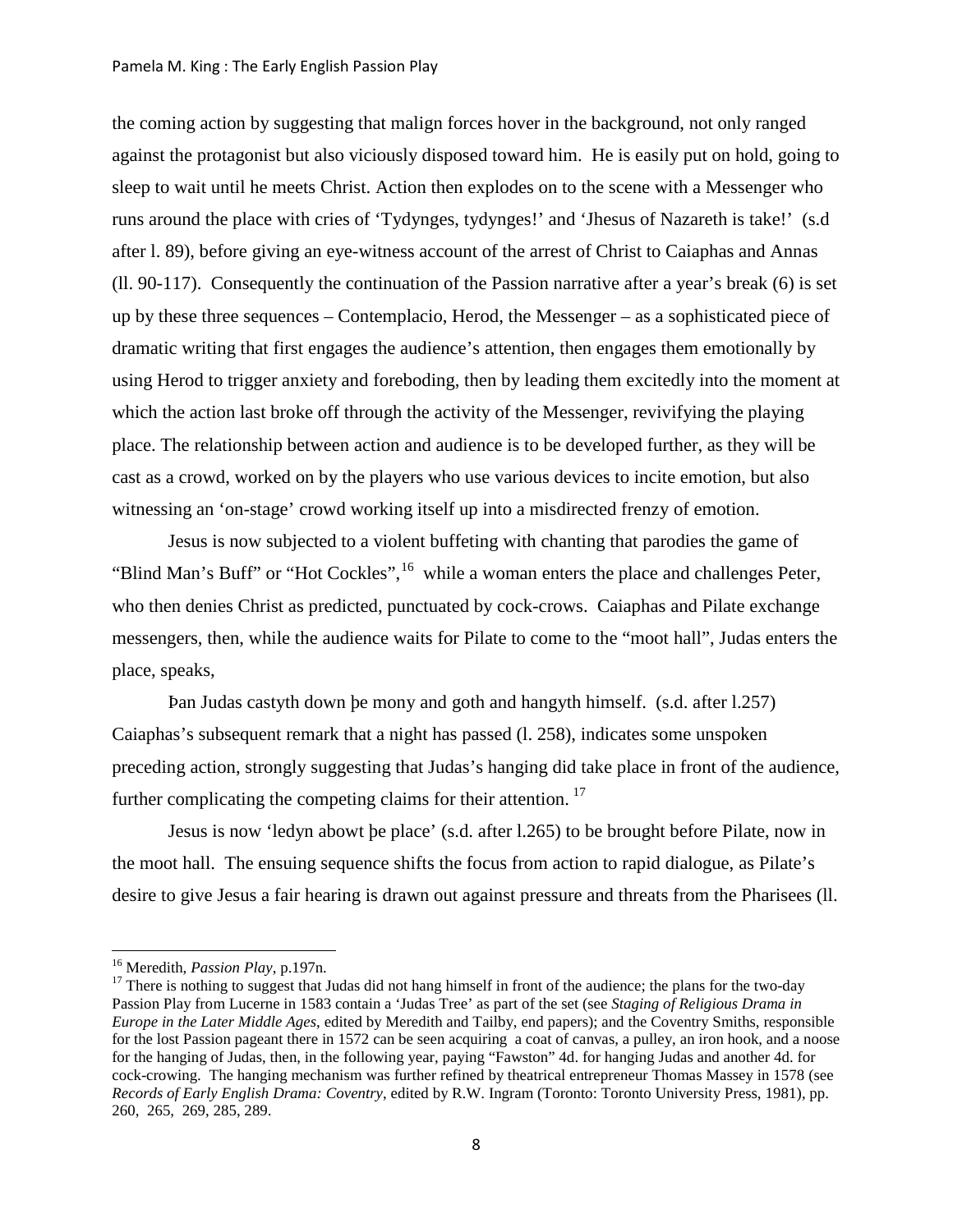the coming action by suggesting that malign forces hover in the background, not only ranged against the protagonist but also viciously disposed toward him. He is easily put on hold, going to sleep to wait until he meets Christ. Action then explodes on to the scene with a Messenger who runs around the place with cries of 'Tydynges, tydynges!' and 'Jhesus of Nazareth is take!' (s.d after l. 89), before giving an eye-witness account of the arrest of Christ to Caiaphas and Annas (ll. 90-117). Consequently the continuation of the Passion narrative after a year's break (6) is set up by these three sequences – Contemplacio, Herod, the Messenger – as a sophisticated piece of dramatic writing that first engages the audience's attention, then engages them emotionally by using Herod to trigger anxiety and foreboding, then by leading them excitedly into the moment at which the action last broke off through the activity of the Messenger, revivifying the playing place. The relationship between action and audience is to be developed further, as they will be cast as a crowd, worked on by the players who use various devices to incite emotion, but also witnessing an 'on-stage' crowd working itself up into a misdirected frenzy of emotion.

Jesus is now subjected to a violent buffeting with chanting that parodies the game of "Blind Man's Buff" or "Hot Cockles",[16] while a woman enters the place and challenges Peter, who then denies Christ as predicted, punctuated by cock-crows. Caiaphas and Pilate exchange messengers, then, while the audience waits for Pilate to come to the "moot hall", Judas enters the place, speaks,

Þan Judas castyth down þe mony and goth and hangyth himself. (s.d. after l.257)

Caiaphas's subsequent remark that a night has passed (l. 258), indicates some unspoken preceding action, strongly suggesting that Judas's hanging did take place in front of the audience, further complicating the competing claims for their attention.[17]

Jesus is now 'ledyn abowt þe place' (s.d. after l.265) to be brought before Pilate, now in the moot hall. The ensuing sequence shifts the focus from action to rapid dialogue, as Pilate's desire to give Jesus a fair hearing is drawn out against pressure and threats from the Pharisees (ll.

---

[16] Meredith, *Passion Play*, p.197n.

[17] There is nothing to suggest that Judas did not hang himself in front of the audience; the plans for the two-day Passion Play from Lucerne in 1583 contain a 'Judas Tree' as part of the set (see *Staging of Religious Drama in Europe in the Later Middle Ages*, edited by Meredith and Tailby, end papers); and the Coventry Smiths, responsible for the lost Passion pageant there in 1572 can be seen acquiring a coat of canvas, a pulley, an iron hook, and a noose for the hanging of Judas, then, in the following year, paying "Fawston" 4d. for hanging Judas and another 4d. for cock-crowing. The hanging mechanism was further refined by theatrical entrepreneur Thomas Massey in 1578 (see *Records of Early English Drama: Coventry*, edited by R.W. Ingram (Toronto: Toronto University Press, 1981), pp. 260, 265, 269, 285, 289.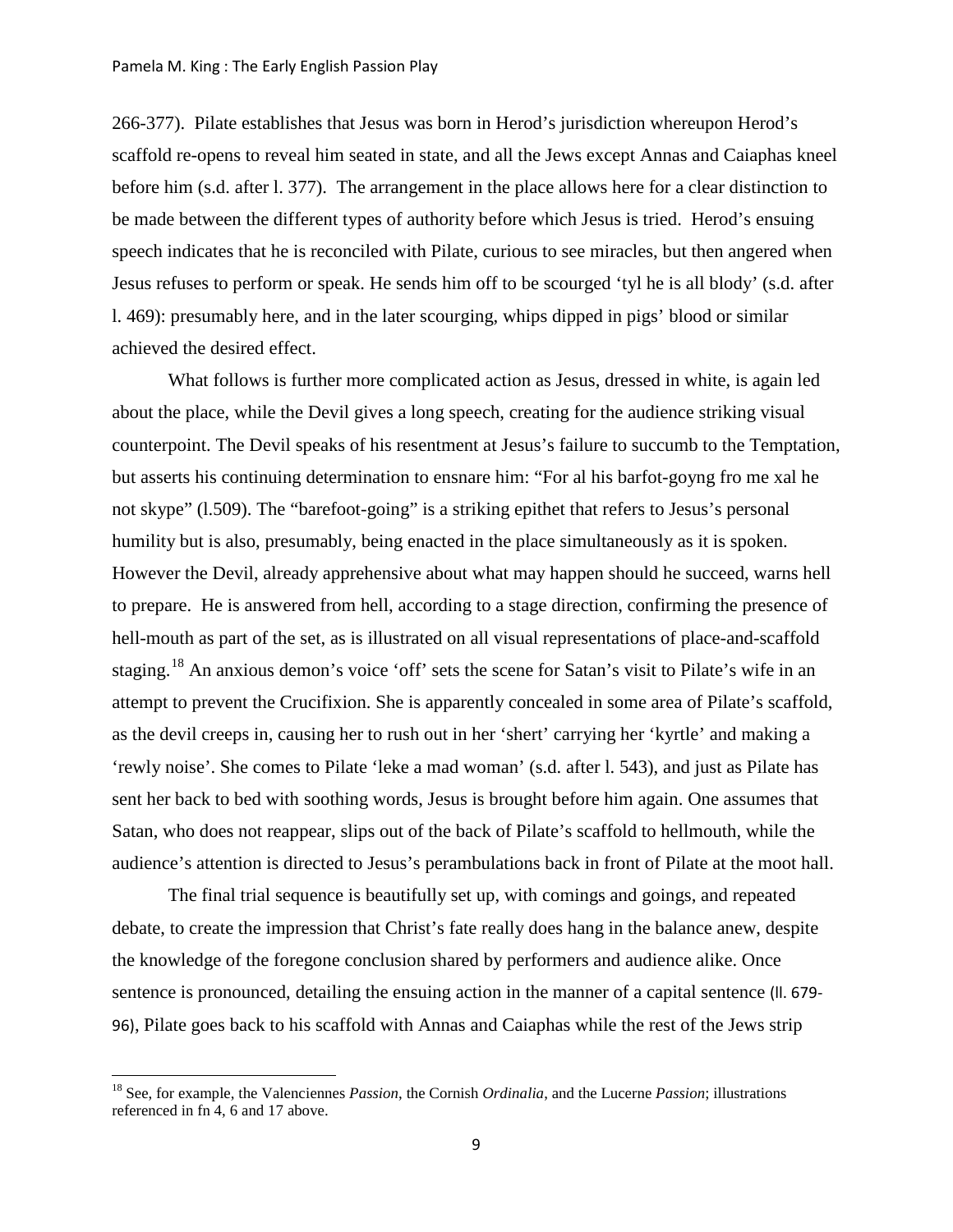266-377). Pilate establishes that Jesus was born in Herod's jurisdiction whereupon Herod's scaffold re-opens to reveal him seated in state, and all the Jews except Annas and Caiaphas kneel before him (s.d. after l. 377). The arrangement in the place allows here for a clear distinction to be made between the different types of authority before which Jesus is tried. Herod's ensuing speech indicates that he is reconciled with Pilate, curious to see miracles, but then angered when Jesus refuses to perform or speak. He sends him off to be scourged 'tyl he is all blody' (s.d. after l. 469): presumably here, and in the later scourging, whips dipped in pigs' blood or similar achieved the desired effect.

What follows is further more complicated action as Jesus, dressed in white, is again led about the place, while the Devil gives a long speech, creating for the audience striking visual counterpoint. The Devil speaks of his resentment at Jesus's failure to succumb to the Temptation, but asserts his continuing determination to ensnare him: "For al his barfot-goyng fro me xal he not skype" (l.509). The "barefoot-going" is a striking epithet that refers to Jesus's personal humility but is also, presumably, being enacted in the place simultaneously as it is spoken. However the Devil, already apprehensive about what may happen should he succeed, warns hell to prepare. He is answered from hell, according to a stage direction, confirming the presence of hell-mouth as part of the set, as is illustrated on all visual representations of place-and-scaffold staging.[18] An anxious demon's voice 'off' sets the scene for Satan's visit to Pilate's wife in an attempt to prevent the Crucifixion. She is apparently concealed in some area of Pilate's scaffold, as the devil creeps in, causing her to rush out in her 'shert' carrying her 'kyrtle' and making a 'rewly noise'. She comes to Pilate 'leke a mad woman' (s.d. after l. 543), and just as Pilate has sent her back to bed with soothing words, Jesus is brought before him again. One assumes that Satan, who does not reappear, slips out of the back of Pilate's scaffold to hellmouth, while the audience's attention is directed to Jesus's perambulations back in front of Pilate at the moot hall.

The final trial sequence is beautifully set up, with comings and goings, and repeated debate, to create the impression that Christ's fate really does hang in the balance anew, despite the knowledge of the foregone conclusion shared by performers and audience alike. Once sentence is pronounced, detailing the ensuing action in the manner of a capital sentence (ll. 679-96), Pilate goes back to his scaffold with Annas and Caiaphas while the rest of the Jews strip

---

[18] See, for example, the Valenciennes *Passion*, the Cornish *Ordinalia*, and the Lucerne *Passion*; illustrations referenced in fn 4, 6 and 17 above.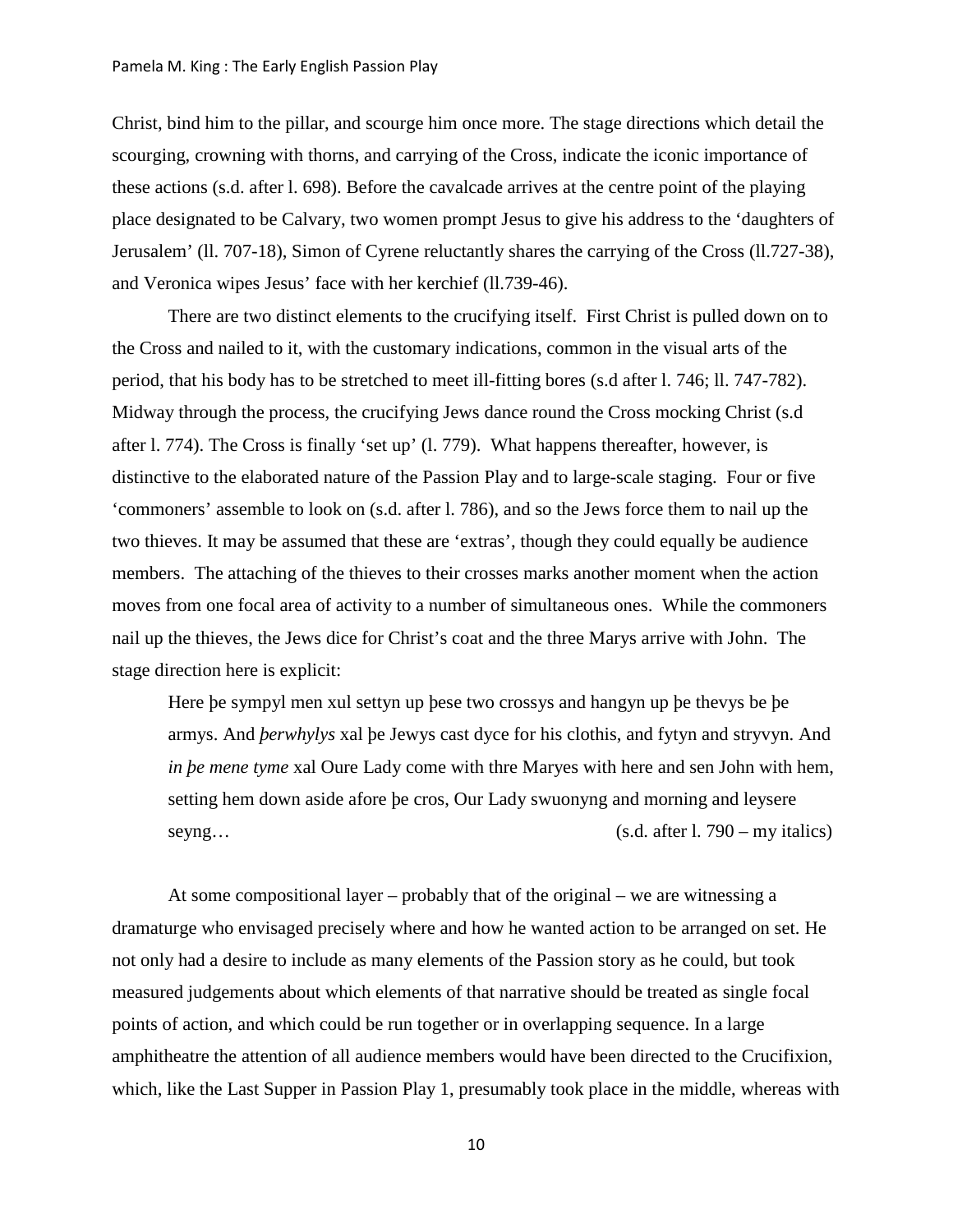Christ, bind him to the pillar, and scourge him once more. The stage directions which detail the scourging, crowning with thorns, and carrying of the Cross, indicate the iconic importance of these actions (s.d. after l. 698). Before the cavalcade arrives at the centre point of the playing place designated to be Calvary, two women prompt Jesus to give his address to the 'daughters of Jerusalem' (ll. 707-18), Simon of Cyrene reluctantly shares the carrying of the Cross (ll.727-38), and Veronica wipes Jesus' face with her kerchief (ll.739-46).

There are two distinct elements to the crucifying itself. First Christ is pulled down on to the Cross and nailed to it, with the customary indications, common in the visual arts of the period, that his body has to be stretched to meet ill-fitting bores (s.d after l. 746; ll. 747-782). Midway through the process, the crucifying Jews dance round the Cross mocking Christ (s.d after l. 774). The Cross is finally 'set up' (l. 779). What happens thereafter, however, is distinctive to the elaborated nature of the Passion Play and to large-scale staging. Four or five 'commoners' assemble to look on (s.d. after l. 786), and so the Jews force them to nail up the two thieves. It may be assumed that these are 'extras', though they could equally be audience members. The attaching of the thieves to their crosses marks another moment when the action moves from one focal area of activity to a number of simultaneous ones. While the commoners nail up the thieves, the Jews dice for Christ's coat and the three Marys arrive with John. The stage direction here is explicit:

> Here þe sympyl men xul settyn up þese two crossys and hangyn up þe thevys be þe armys. And *þerwhylys* xal þe Jewys cast dyce for his clothis, and fytyn and stryvyn. And *in þe mene tyme* xal Oure Lady come with thre Maryes with here and sen John with hem, setting hem down aside afore þe cros, Our Lady swuonyng and morning and leysere seyng… (s.d. after l. 790 – my italics)

At some compositional layer – probably that of the original – we are witnessing a dramaturge who envisaged precisely where and how he wanted action to be arranged on set. He not only had a desire to include as many elements of the Passion story as he could, but took measured judgements about which elements of that narrative should be treated as single focal points of action, and which could be run together or in overlapping sequence. In a large amphitheatre the attention of all audience members would have been directed to the Crucifixion, which, like the Last Supper in Passion Play 1, presumably took place in the middle, whereas with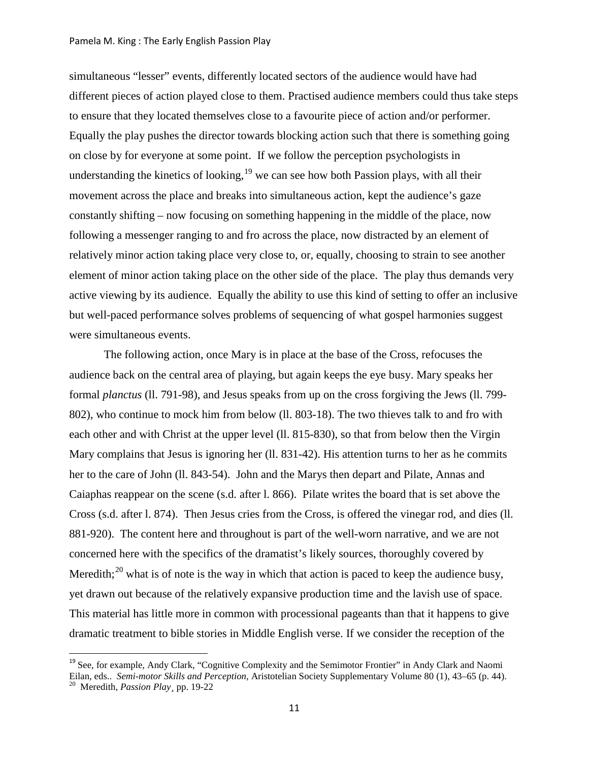simultaneous "lesser" events, differently located sectors of the audience would have had different pieces of action played close to them. Practised audience members could thus take steps to ensure that they located themselves close to a favourite piece of action and/or performer. Equally the play pushes the director towards blocking action such that there is something going on close by for everyone at some point. If we follow the perception psychologists in understanding the kinetics of looking,[19] we can see how both Passion plays, with all their movement across the place and breaks into simultaneous action, kept the audience's gaze constantly shifting – now focusing on something happening in the middle of the place, now following a messenger ranging to and fro across the place, now distracted by an element of relatively minor action taking place very close to, or, equally, choosing to strain to see another element of minor action taking place on the other side of the place. The play thus demands very active viewing by its audience. Equally the ability to use this kind of setting to offer an inclusive but well-paced performance solves problems of sequencing of what gospel harmonies suggest were simultaneous events.

The following action, once Mary is in place at the base of the Cross, refocuses the audience back on the central area of playing, but again keeps the eye busy. Mary speaks her formal *planctus* (ll. 791-98), and Jesus speaks from up on the cross forgiving the Jews (ll. 799-802), who continue to mock him from below (ll. 803-18). The two thieves talk to and fro with each other and with Christ at the upper level (ll. 815-830), so that from below then the Virgin Mary complains that Jesus is ignoring her (ll. 831-42). His attention turns to her as he commits her to the care of John (ll. 843-54). John and the Marys then depart and Pilate, Annas and Caiaphas reappear on the scene (s.d. after l. 866). Pilate writes the board that is set above the Cross (s.d. after l. 874). Then Jesus cries from the Cross, is offered the vinegar rod, and dies (ll. 881-920). The content here and throughout is part of the well-worn narrative, and we are not concerned here with the specifics of the dramatist's likely sources, thoroughly covered by Meredith;[20] what is of note is the way in which that action is paced to keep the audience busy, yet drawn out because of the relatively expansive production time and the lavish use of space. This material has little more in common with processional pageants than that it happens to give dramatic treatment to bible stories in Middle English verse. If we consider the reception of the

---

[19] See, for example, Andy Clark, "Cognitive Complexity and the Semimotor Frontier" in Andy Clark and Naomi Eilan, eds.. *Semi-motor Skills and Perception*, Aristotelian Society Supplementary Volume 80 (1), 43–65 (p. 44).

[20] Meredith, *Passion Play*¸ pp. 19-22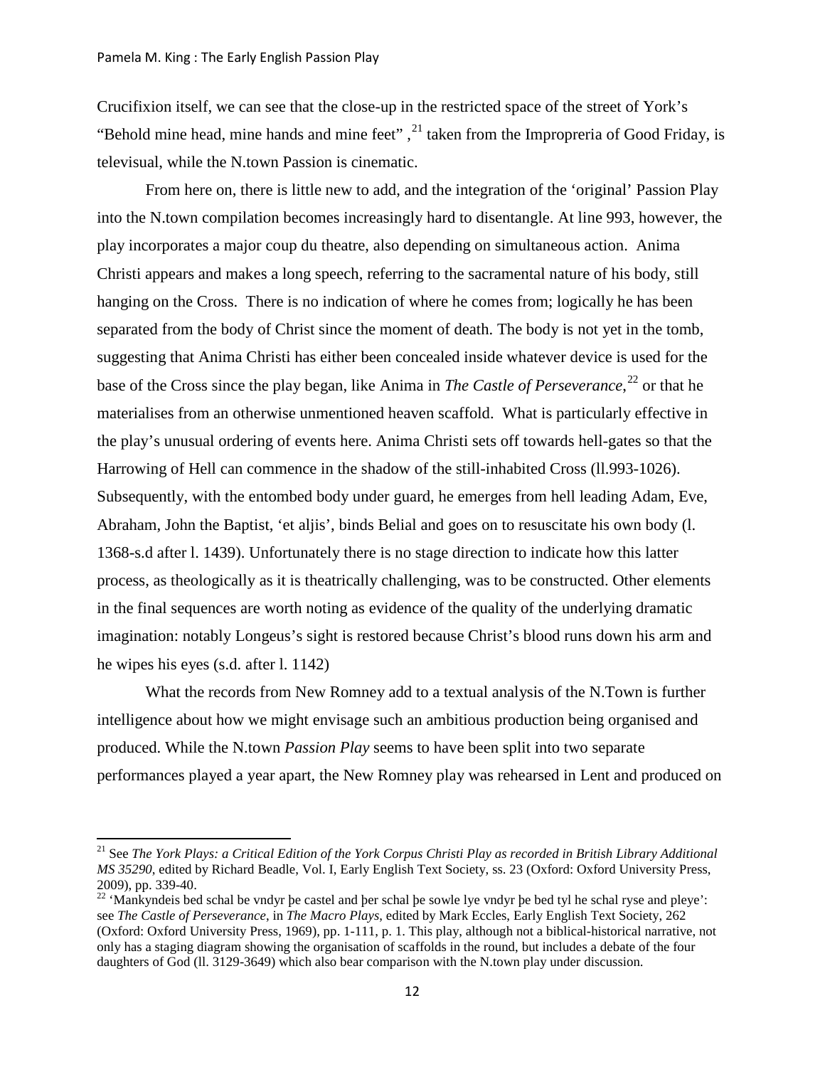Crucifixion itself, we can see that the close-up in the restricted space of the street of York's "Behold mine head, mine hands and mine feet" ,[21] taken from the Improprreria of Good Friday, is televisual, while the N.town Passion is cinematic.

From here on, there is little new to add, and the integration of the 'original' Passion Play into the N.town compilation becomes increasingly hard to disentangle. At line 993, however, the play incorporates a major coup du theatre, also depending on simultaneous action. Anima Christi appears and makes a long speech, referring to the sacramental nature of his body, still hanging on the Cross. There is no indication of where he comes from; logically he has been separated from the body of Christ since the moment of death. The body is not yet in the tomb, suggesting that Anima Christi has either been concealed inside whatever device is used for the base of the Cross since the play began, like Anima in *The Castle of Perseverance*,[22] or that he materialises from an otherwise unmentioned heaven scaffold. What is particularly effective in the play's unusual ordering of events here. Anima Christi sets off towards hell-gates so that the Harrowing of Hell can commence in the shadow of the still-inhabited Cross (ll.993-1026). Subsequently, with the entombed body under guard, he emerges from hell leading Adam, Eve, Abraham, John the Baptist, 'et aljis', binds Belial and goes on to resuscitate his own body (l. 1368-s.d after l. 1439). Unfortunately there is no stage direction to indicate how this latter process, as theologically as it is theatrically challenging, was to be constructed. Other elements in the final sequences are worth noting as evidence of the quality of the underlying dramatic imagination: notably Longeus's sight is restored because Christ's blood runs down his arm and he wipes his eyes (s.d. after l. 1142)

What the records from New Romney add to a textual analysis of the N.Town is further intelligence about how we might envisage such an ambitious production being organised and produced. While the N.town *Passion Play* seems to have been split into two separate performances played a year apart, the New Romney play was rehearsed in Lent and produced on

---

[21] See *The York Plays: a Critical Edition of the York Corpus Christi Play as recorded in British Library Additional MS 35290*, edited by Richard Beadle, Vol. I, Early English Text Society, ss. 23 (Oxford: Oxford University Press, 2009), pp. 339-40.

[22] 'Mankyndeis bed schal be vndyr þe castel and þer schal þe sowle lye vndyr þe bed tyl he schal ryse and pleye': see *The Castle of Perseverance*, in *The Macro Plays*, edited by Mark Eccles, Early English Text Society, 262 (Oxford: Oxford University Press, 1969), pp. 1-111, p. 1. This play, although not a biblical-historical narrative, not only has a staging diagram showing the organisation of scaffolds in the round, but includes a debate of the four daughters of God (ll. 3129-3649) which also bear comparison with the N.town play under discussion.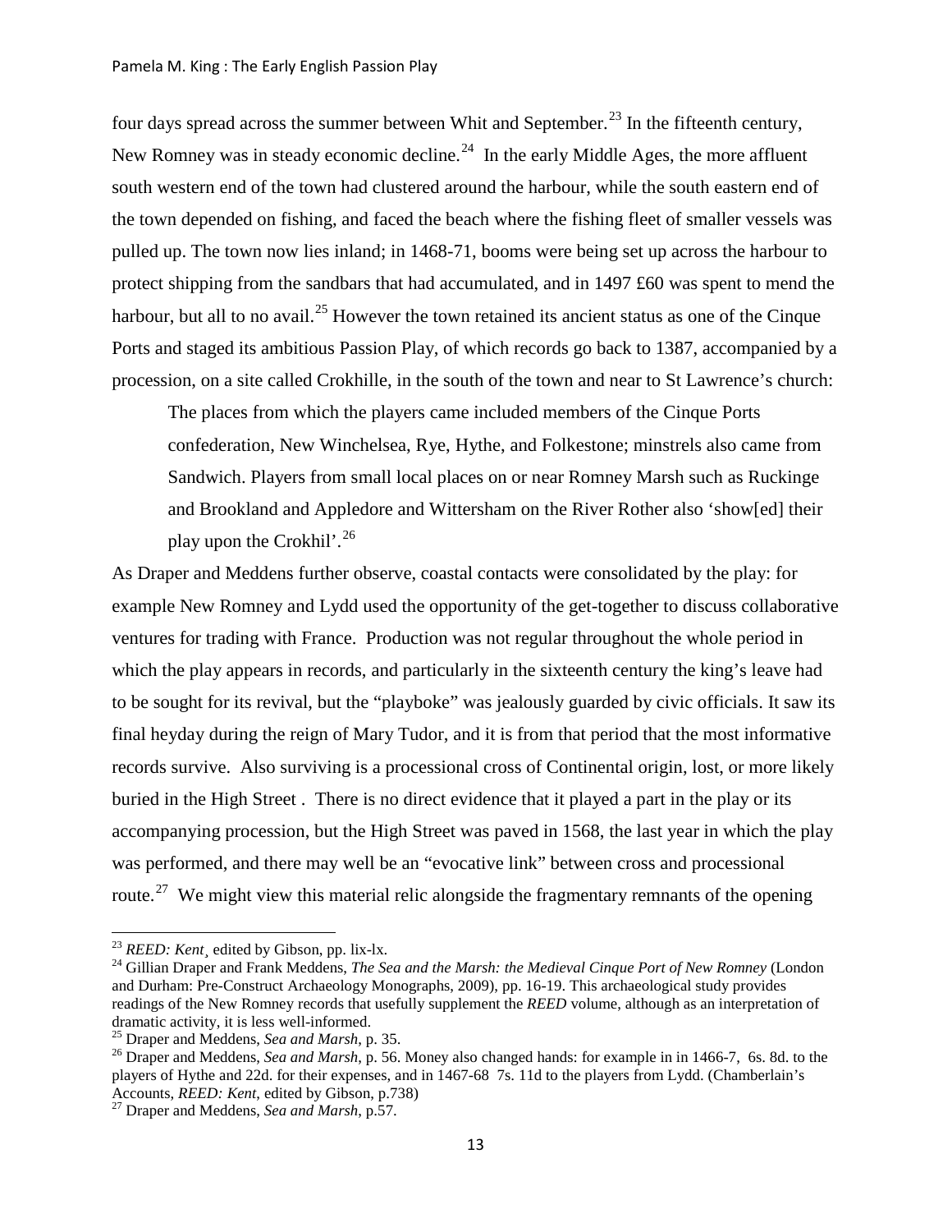four days spread across the summer between Whit and September.[23] In the fifteenth century, New Romney was in steady economic decline.[24] In the early Middle Ages, the more affluent south western end of the town had clustered around the harbour, while the south eastern end of the town depended on fishing, and faced the beach where the fishing fleet of smaller vessels was pulled up. The town now lies inland; in 1468-71, booms were being set up across the harbour to protect shipping from the sandbars that had accumulated, and in 1497 £60 was spent to mend the harbour, but all to no avail.[25] However the town retained its ancient status as one of the Cinque Ports and staged its ambitious Passion Play, of which records go back to 1387, accompanied by a procession, on a site called Crokhille, in the south of the town and near to St Lawrence's church:

> The places from which the players came included members of the Cinque Ports confederation, New Winchelsea, Rye, Hythe, and Folkestone; minstrels also came from Sandwich. Players from small local places on or near Romney Marsh such as Ruckinge and Brookland and Appledore and Wittersham on the River Rother also 'show[ed] their play upon the Crokhil'.[26]

As Draper and Meddens further observe, coastal contacts were consolidated by the play: for example New Romney and Lydd used the opportunity of the get-together to discuss collaborative ventures for trading with France. Production was not regular throughout the whole period in which the play appears in records, and particularly in the sixteenth century the king's leave had to be sought for its revival, but the "playboke" was jealously guarded by civic officials. It saw its final heyday during the reign of Mary Tudor, and it is from that period that the most informative records survive. Also surviving is a processional cross of Continental origin, lost, or more likely buried in the High Street . There is no direct evidence that it played a part in the play or its accompanying procession, but the High Street was paved in 1568, the last year in which the play was performed, and there may well be an "evocative link" between cross and processional route.[27] We might view this material relic alongside the fragmentary remnants of the opening

---

[23] *REED: Kent*¸ edited by Gibson, pp. lix-lx.

[24] Gillian Draper and Frank Meddens, *The Sea and the Marsh: the Medieval Cinque Port of New Romney* (London and Durham: Pre-Construct Archaeology Monographs, 2009), pp. 16-19. This archaeological study provides readings of the New Romney records that usefully supplement the *REED* volume, although as an interpretation of dramatic activity, it is less well-informed.

[25] Draper and Meddens, *Sea and Marsh*, p. 35.

[26] Draper and Meddens, *Sea and Marsh*, p. 56. Money also changed hands: for example in in 1466-7, 6s. 8d. to the players of Hythe and 22d. for their expenses, and in 1467-68 7s. 11d to the players from Lydd. (Chamberlain's Accounts, *REED: Kent*, edited by Gibson, p.738)

[27] Draper and Meddens, *Sea and Marsh*, p.57.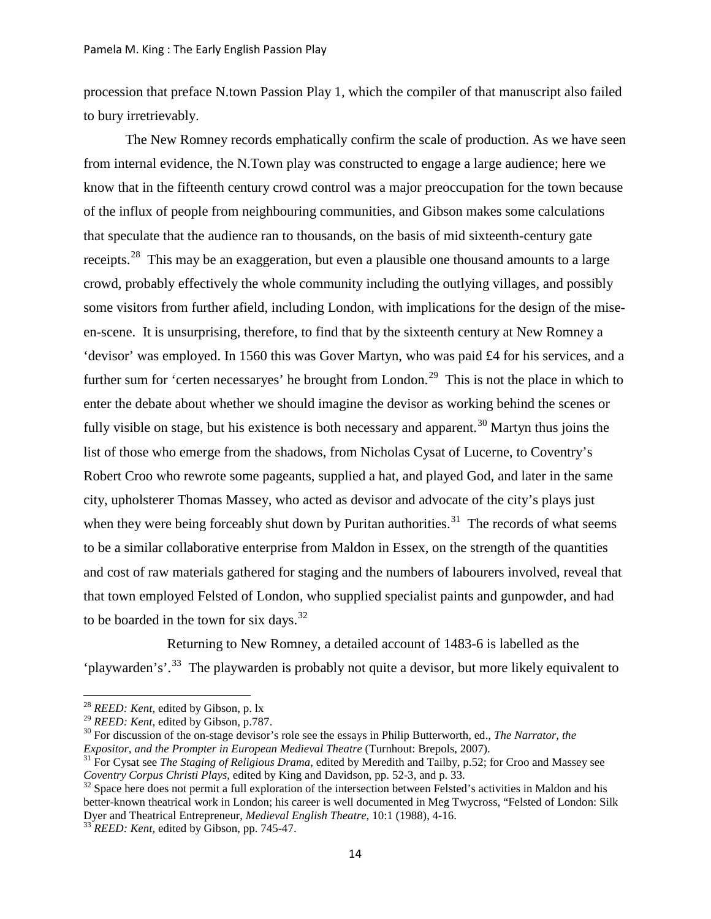procession that preface N.town Passion Play 1, which the compiler of that manuscript also failed to bury irretrievably.

The New Romney records emphatically confirm the scale of production. As we have seen from internal evidence, the N.Town play was constructed to engage a large audience; here we know that in the fifteenth century crowd control was a major preoccupation for the town because of the influx of people from neighbouring communities, and Gibson makes some calculations that speculate that the audience ran to thousands, on the basis of mid sixteenth-century gate receipts.[28] This may be an exaggeration, but even a plausible one thousand amounts to a large crowd, probably effectively the whole community including the outlying villages, and possibly some visitors from further afield, including London, with implications for the design of the mise-en-scene. It is unsurprising, therefore, to find that by the sixteenth century at New Romney a 'devisor' was employed. In 1560 this was Gover Martyn, who was paid £4 for his services, and a further sum for 'certen necessaryes' he brought from London.[29] This is not the place in which to enter the debate about whether we should imagine the devisor as working behind the scenes or fully visible on stage, but his existence is both necessary and apparent.[30] Martyn thus joins the list of those who emerge from the shadows, from Nicholas Cysat of Lucerne, to Coventry's Robert Croo who rewrote some pageants, supplied a hat, and played God, and later in the same city, upholsterer Thomas Massey, who acted as devisor and advocate of the city's plays just when they were being forceably shut down by Puritan authorities.[31] The records of what seems to be a similar collaborative enterprise from Maldon in Essex, on the strength of the quantities and cost of raw materials gathered for staging and the numbers of labourers involved, reveal that that town employed Felsted of London, who supplied specialist paints and gunpowder, and had to be boarded in the town for six days.[32]

Returning to New Romney, a detailed account of 1483-6 is labelled as the 'playwarden's'.[33] The playwarden is probably not quite a devisor, but more likely equivalent to

---

[28] *REED: Kent*, edited by Gibson, p. lx

[29] *REED: Kent*, edited by Gibson, p.787.

[30] For discussion of the on-stage devisor's role see the essays in Philip Butterworth, ed., *The Narrator, the Expositor, and the Prompter in European Medieval Theatre* (Turnhout: Brepols, 2007).

[31] For Cysat see *The Staging of Religious Drama*, edited by Meredith and Tailby, p.52; for Croo and Massey see *Coventry Corpus Christi Plays*, edited by King and Davidson, pp. 52-3, and p. 33.

[32] Space here does not permit a full exploration of the intersection between Felsted's activities in Maldon and his better-known theatrical work in London; his career is well documented in Meg Twycross, "Felsted of London: Silk Dyer and Theatrical Entrepreneur, *Medieval English Theatre*, 10:1 (1988), 4-16.

[33] *REED: Kent*, edited by Gibson, pp. 745-47.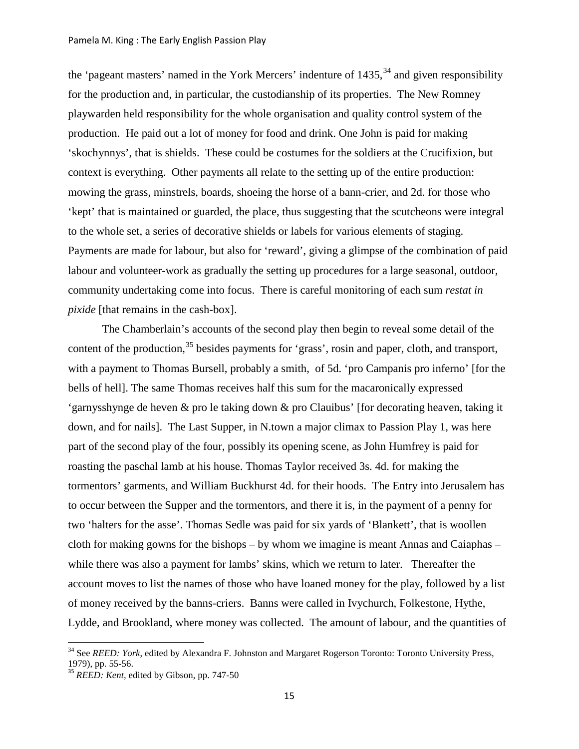the 'pageant masters' named in the York Mercers' indenture of 1435,[34] and given responsibility for the production and, in particular, the custodianship of its properties. The New Romney playwarden held responsibility for the whole organisation and quality control system of the production. He paid out a lot of money for food and drink. One John is paid for making 'skochynnys', that is shields. These could be costumes for the soldiers at the Crucifixion, but context is everything. Other payments all relate to the setting up of the entire production: mowing the grass, minstrels, boards, shoeing the horse of a bann-crier, and 2d. for those who 'kept' that is maintained or guarded, the place, thus suggesting that the scutcheons were integral to the whole set, a series of decorative shields or labels for various elements of staging. Payments are made for labour, but also for 'reward', giving a glimpse of the combination of paid labour and volunteer-work as gradually the setting up procedures for a large seasonal, outdoor, community undertaking come into focus. There is careful monitoring of each sum *restat in pixide* [that remains in the cash-box].

The Chamberlain's accounts of the second play then begin to reveal some detail of the content of the production,[35] besides payments for 'grass', rosin and paper, cloth, and transport, with a payment to Thomas Bursell, probably a smith, of 5d. 'pro Campanis pro inferno' [for the bells of hell]. The same Thomas receives half this sum for the macaronically expressed 'garnysshynge de heven & pro le taking down & pro Clauibus' [for decorating heaven, taking it down, and for nails]. The Last Supper, in N.town a major climax to Passion Play 1, was here part of the second play of the four, possibly its opening scene, as John Humfrey is paid for roasting the paschal lamb at his house. Thomas Taylor received 3s. 4d. for making the tormentors' garments, and William Buckhurst 4d. for their hoods. The Entry into Jerusalem has to occur between the Supper and the tormentors, and there it is, in the payment of a penny for two 'halters for the asse'. Thomas Sedle was paid for six yards of 'Blankett', that is woollen cloth for making gowns for the bishops – by whom we imagine is meant Annas and Caiaphas – while there was also a payment for lambs' skins, which we return to later. Thereafter the account moves to list the names of those who have loaned money for the play, followed by a list of money received by the banns-criers. Banns were called in Ivychurch, Folkestone, Hythe, Lydde, and Brookland, where money was collected. The amount of labour, and the quantities of

---

[34] See *REED: York*, edited by Alexandra F. Johnston and Margaret Rogerson Toronto: Toronto University Press, 1979), pp. 55-56.

[35] *REED: Kent*, edited by Gibson, pp. 747-50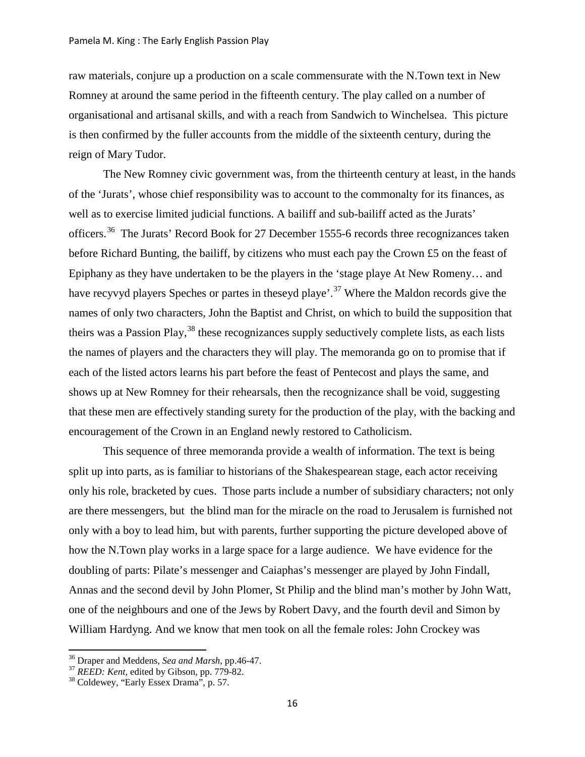raw materials, conjure up a production on a scale commensurate with the N.Town text in New Romney at around the same period in the fifteenth century. The play called on a number of organisational and artisanal skills, and with a reach from Sandwich to Winchelsea. This picture is then confirmed by the fuller accounts from the middle of the sixteenth century, during the reign of Mary Tudor.

The New Romney civic government was, from the thirteenth century at least, in the hands of the 'Jurats', whose chief responsibility was to account to the commonalty for its finances, as well as to exercise limited judicial functions. A bailiff and sub-bailiff acted as the Jurats' officers.[36] The Jurats' Record Book for 27 December 1555-6 records three recognizances taken before Richard Bunting, the bailiff, by citizens who must each pay the Crown £5 on the feast of Epiphany as they have undertaken to be the players in the 'stage playe At New Romeny… and have recyvyd players Speches or partes in theseyd playe'.[37] Where the Maldon records give the names of only two characters, John the Baptist and Christ, on which to build the supposition that theirs was a Passion Play,[38] these recognizances supply seductively complete lists, as each lists the names of players and the characters they will play. The memoranda go on to promise that if each of the listed actors learns his part before the feast of Pentecost and plays the same, and shows up at New Romney for their rehearsals, then the recognizance shall be void, suggesting that these men are effectively standing surety for the production of the play, with the backing and encouragement of the Crown in an England newly restored to Catholicism.

This sequence of three memoranda provide a wealth of information. The text is being split up into parts, as is familiar to historians of the Shakespearean stage, each actor receiving only his role, bracketed by cues. Those parts include a number of subsidiary characters; not only are there messengers, but the blind man for the miracle on the road to Jerusalem is furnished not only with a boy to lead him, but with parents, further supporting the picture developed above of how the N.Town play works in a large space for a large audience. We have evidence for the doubling of parts: Pilate's messenger and Caiaphas's messenger are played by John Findall, Annas and the second devil by John Plomer, St Philip and the blind man's mother by John Watt, one of the neighbours and one of the Jews by Robert Davy, and the fourth devil and Simon by William Hardyng. And we know that men took on all the female roles: John Crockey was

---

[36] Draper and Meddens, *Sea and Marsh*, pp.46-47.

[37] *REED: Kent*, edited by Gibson, pp. 779-82.

[38] Coldewey, "Early Essex Drama", p. 57.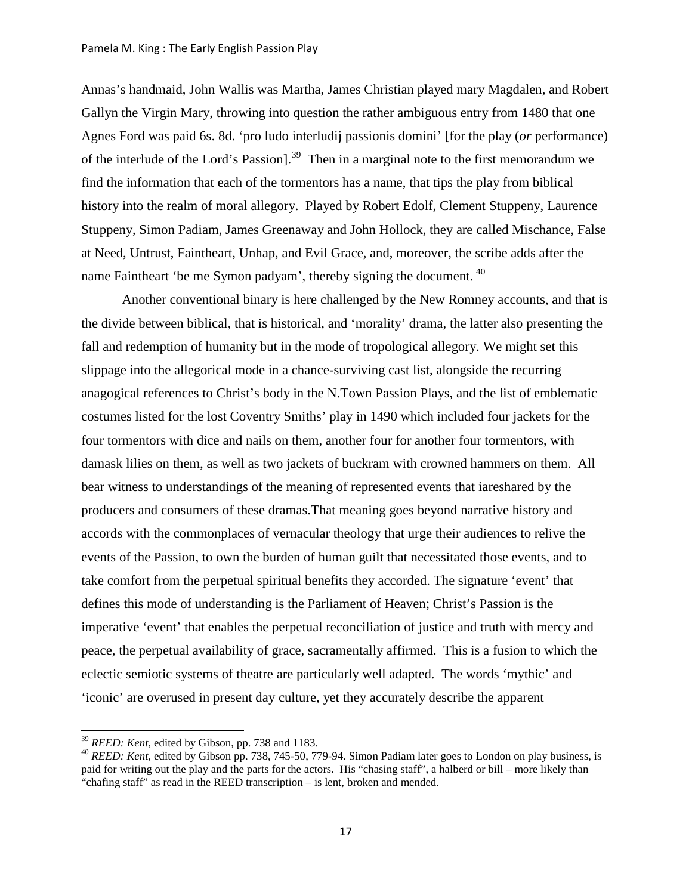Annas's handmaid, John Wallis was Martha, James Christian played mary Magdalen, and Robert Gallyn the Virgin Mary, throwing into question the rather ambiguous entry from 1480 that one Agnes Ford was paid 6s. 8d. 'pro ludo interludij passionis domini' [for the play (*or* performance) of the interlude of the Lord's Passion].[39] Then in a marginal note to the first memorandum we find the information that each of the tormentors has a name, that tips the play from biblical history into the realm of moral allegory. Played by Robert Edolf, Clement Stuppeny, Laurence Stuppeny, Simon Padiam, James Greenaway and John Hollock, they are called Mischance, False at Need, Untrust, Faintheart, Unhap, and Evil Grace, and, moreover, the scribe adds after the name Faintheart 'be me Symon padyam', thereby signing the document.[40]

Another conventional binary is here challenged by the New Romney accounts, and that is the divide between biblical, that is historical, and 'morality' drama, the latter also presenting the fall and redemption of humanity but in the mode of tropological allegory. We might set this slippage into the allegorical mode in a chance-surviving cast list, alongside the recurring anagogical references to Christ's body in the N.Town Passion Plays, and the list of emblematic costumes listed for the lost Coventry Smiths' play in 1490 which included four jackets for the four tormentors with dice and nails on them, another four for another four tormentors, with damask lilies on them, as well as two jackets of buckram with crowned hammers on them. All bear witness to understandings of the meaning of represented events that iareshared by the producers and consumers of these dramas.That meaning goes beyond narrative history and accords with the commonplaces of vernacular theology that urge their audiences to relive the events of the Passion, to own the burden of human guilt that necessitated those events, and to take comfort from the perpetual spiritual benefits they accorded. The signature 'event' that defines this mode of understanding is the Parliament of Heaven; Christ's Passion is the imperative 'event' that enables the perpetual reconciliation of justice and truth with mercy and peace, the perpetual availability of grace, sacramentally affirmed. This is a fusion to which the eclectic semiotic systems of theatre are particularly well adapted. The words 'mythic' and 'iconic' are overused in present day culture, yet they accurately describe the apparent

---

[39] *REED: Kent*, edited by Gibson, pp. 738 and 1183.

[40] *REED: Kent*, edited by Gibson pp. 738, 745-50, 779-94. Simon Padiam later goes to London on play business, is paid for writing out the play and the parts for the actors. His "chasing staff", a halberd or bill – more likely than "chafing staff" as read in the REED transcription – is lent, broken and mended.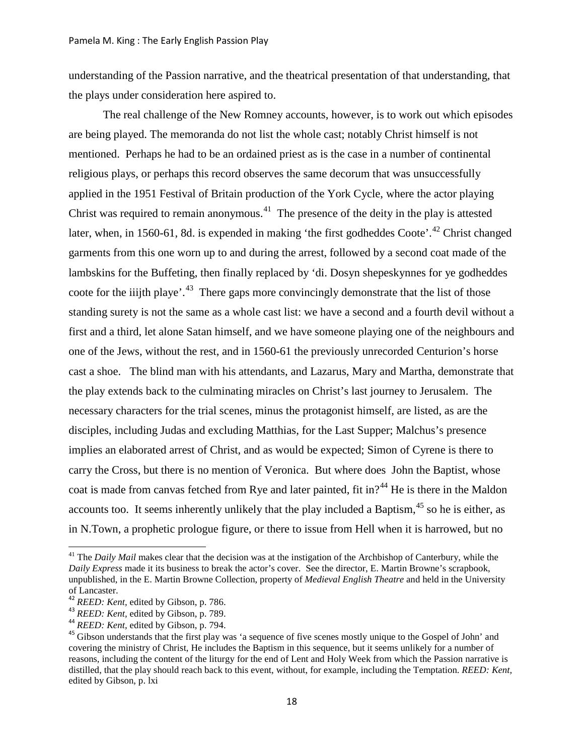understanding of the Passion narrative, and the theatrical presentation of that understanding, that the plays under consideration here aspired to.

The real challenge of the New Romney accounts, however, is to work out which episodes are being played. The memoranda do not list the whole cast; notably Christ himself is not mentioned. Perhaps he had to be an ordained priest as is the case in a number of continental religious plays, or perhaps this record observes the same decorum that was unsuccessfully applied in the 1951 Festival of Britain production of the York Cycle, where the actor playing Christ was required to remain anonymous.[41] The presence of the deity in the play is attested later, when, in 1560-61, 8d. is expended in making 'the first godheddes Coote'.[42] Christ changed garments from this one worn up to and during the arrest, followed by a second coat made of the lambskins for the Buffeting, then finally replaced by 'di. Dosyn shepeskynnes for ye godheddes coote for the iiijth playe'.[43] There gaps more convincingly demonstrate that the list of those standing surety is not the same as a whole cast list: we have a second and a fourth devil without a first and a third, let alone Satan himself, and we have someone playing one of the neighbours and one of the Jews, without the rest, and in 1560-61 the previously unrecorded Centurion's horse cast a shoe. The blind man with his attendants, and Lazarus, Mary and Martha, demonstrate that the play extends back to the culminating miracles on Christ's last journey to Jerusalem. The necessary characters for the trial scenes, minus the protagonist himself, are listed, as are the disciples, including Judas and excluding Matthias, for the Last Supper; Malchus's presence implies an elaborated arrest of Christ, and as would be expected; Simon of Cyrene is there to carry the Cross, but there is no mention of Veronica. But where does John the Baptist, whose coat is made from canvas fetched from Rye and later painted, fit in?[44] He is there in the Maldon accounts too. It seems inherently unlikely that the play included a Baptism,[45] so he is either, as in N.Town, a prophetic prologue figure, or there to issue from Hell when it is harrowed, but no

---

[41] The *Daily Mail* makes clear that the decision was at the instigation of the Archbishop of Canterbury, while the *Daily Express* made it its business to break the actor's cover. See the director, E. Martin Browne's scrapbook, unpublished, in the E. Martin Browne Collection, property of *Medieval English Theatre* and held in the University of Lancaster.

[42] *REED: Kent*, edited by Gibson, p. 786.

[43] *REED: Kent*, edited by Gibson, p. 789.

[44] *REED: Kent*, edited by Gibson, p. 794.

[45] Gibson understands that the first play was 'a sequence of five scenes mostly unique to the Gospel of John' and covering the ministry of Christ, He includes the Baptism in this sequence, but it seems unlikely for a number of reasons, including the content of the liturgy for the end of Lent and Holy Week from which the Passion narrative is distilled, that the play should reach back to this event, without, for example, including the Temptation. *REED: Kent*, edited by Gibson, p. lxi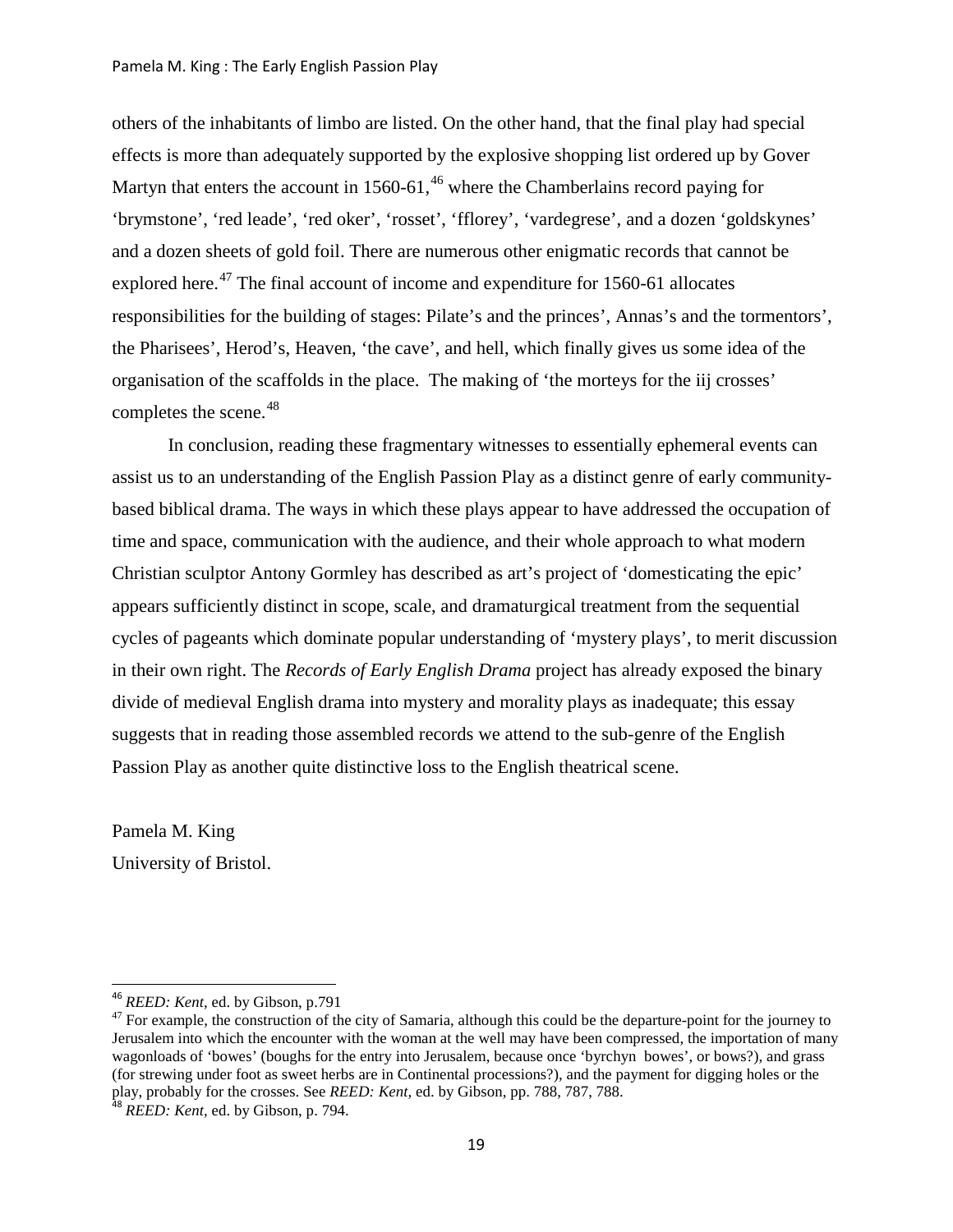others of the inhabitants of limbo are listed. On the other hand, that the final play had special effects is more than adequately supported by the explosive shopping list ordered up by Gover Martyn that enters the account in 1560-61,[46] where the Chamberlains record paying for 'brymstone', 'red leade', 'red oker', 'rosset', 'fflorey', 'vardegrese', and a dozen 'goldskynes' and a dozen sheets of gold foil. There are numerous other enigmatic records that cannot be explored here.[47] The final account of income and expenditure for 1560-61 allocates responsibilities for the building of stages: Pilate's and the princes', Annas's and the tormentors', the Pharisees', Herod's, Heaven, 'the cave', and hell, which finally gives us some idea of the organisation of the scaffolds in the place. The making of 'the morteys for the iij crosses' completes the scene.[48]

In conclusion, reading these fragmentary witnesses to essentially ephemeral events can assist us to an understanding of the English Passion Play as a distinct genre of early community-based biblical drama. The ways in which these plays appear to have addressed the occupation of time and space, communication with the audience, and their whole approach to what modern Christian sculptor Antony Gormley has described as art's project of 'domesticating the epic' appears sufficiently distinct in scope, scale, and dramaturgical treatment from the sequential cycles of pageants which dominate popular understanding of 'mystery plays', to merit discussion in their own right. The *Records of Early English Drama* project has already exposed the binary divide of medieval English drama into mystery and morality plays as inadequate; this essay suggests that in reading those assembled records we attend to the sub-genre of the English Passion Play as another quite distinctive loss to the English theatrical scene.

Pamela M. King
University of Bristol.

---

[46] *REED: Kent*, ed. by Gibson, p.791

[47] For example, the construction of the city of Samaria, although this could be the departure-point for the journey to Jerusalem into which the encounter with the woman at the well may have been compressed, the importation of many wagonloads of 'bowes' (boughs for the entry into Jerusalem, because once 'byrchyn bowes', or bows?), and grass (for strewing under foot as sweet herbs are in Continental processions?), and the payment for digging holes or the play, probably for the crosses. See *REED: Kent*, ed. by Gibson, pp. 788, 787, 788.

[48] *REED: Kent*, ed. by Gibson, p. 794.